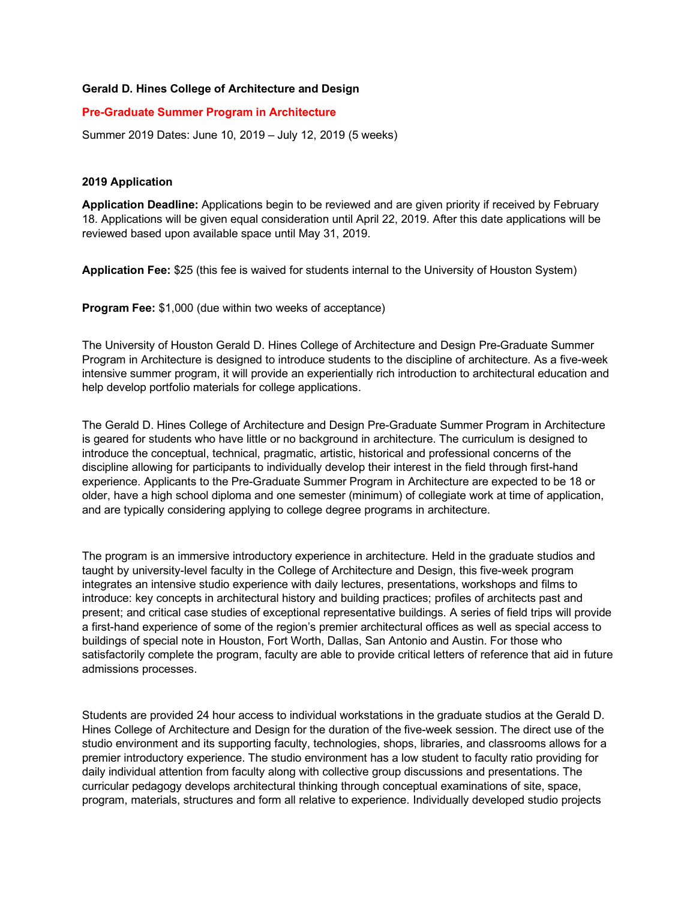**Gerald D. Hines College of Architecture and Design**

**Pre-Graduate Summer Program in Architecture**

Summer 2019 Dates: June 10, 2019 – July 12, 2019 (5 weeks)

**2019 Application**

**Application Deadline:** Applications begin to be reviewed and are given priority if received by February 18. Applications will be given equal consideration until April 22, 2019. After this date applications will be reviewed based upon available space until May 31, 2019.

**Application Fee:** $25 (this fee is waived for students internal to the University of Houston System)

**Program Fee:** $1,000 (due within two weeks of acceptance)

The University of Houston Gerald D. Hines College of Architecture and Design Pre-Graduate Summer Program in Architecture is designed to introduce students to the discipline of architecture. As a five-week intensive summer program, it will provide an experientially rich introduction to architectural education and help develop portfolio materials for college applications.

The Gerald D. Hines College of Architecture and Design Pre-Graduate Summer Program in Architecture is geared for students who have little or no background in architecture. The curriculum is designed to introduce the conceptual, technical, pragmatic, artistic, historical and professional concerns of the discipline allowing for participants to individually develop their interest in the field through first-hand experience. Applicants to the Pre-Graduate Summer Program in Architecture are expected to be 18 or older, have a high school diploma and one semester (minimum) of collegiate work at time of application, and are typically considering applying to college degree programs in architecture.

The program is an immersive introductory experience in architecture. Held in the graduate studios and taught by university-level faculty in the College of Architecture and Design, this five-week program integrates an intensive studio experience with daily lectures, presentations, workshops and films to introduce: key concepts in architectural history and building practices; profiles of architects past and present; and critical case studies of exceptional representative buildings. A series of field trips will provide a first-hand experience of some of the region's premier architectural offices as well as special access to buildings of special note in Houston, Fort Worth, Dallas, San Antonio and Austin. For those who satisfactorily complete the program, faculty are able to provide critical letters of reference that aid in future admissions processes.

Students are provided 24 hour access to individual workstations in the graduate studios at the Gerald D. Hines College of Architecture and Design for the duration of the five-week session. The direct use of the studio environment and its supporting faculty, technologies, shops, libraries, and classrooms allows for a premier introductory experience. The studio environment has a low student to faculty ratio providing for daily individual attention from faculty along with collective group discussions and presentations. The curricular pedagogy develops architectural thinking through conceptual examinations of site, space, program, materials, structures and form all relative to experience. Individually developed studio projects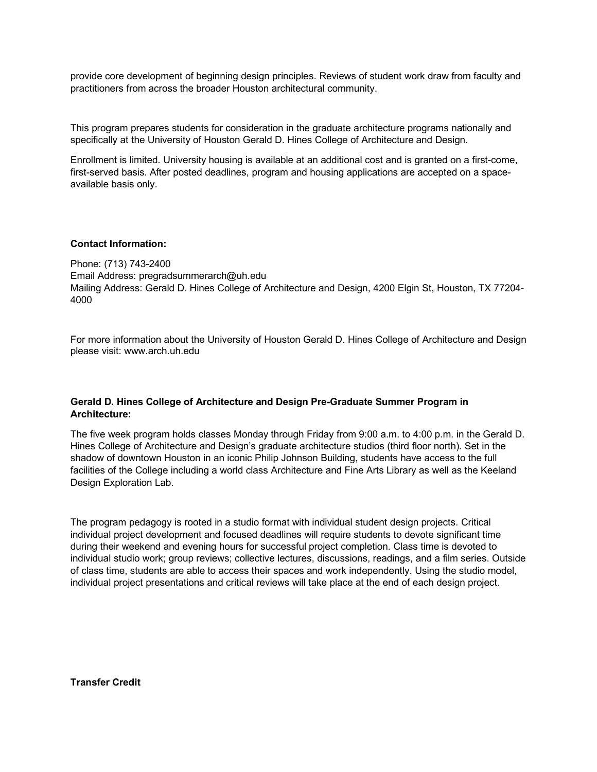provide core development of beginning design principles. Reviews of student work draw from faculty and practitioners from across the broader Houston architectural community.

This program prepares students for consideration in the graduate architecture programs nationally and specifically at the University of Houston Gerald D. Hines College of Architecture and Design.

Enrollment is limited. University housing is available at an additional cost and is granted on a first-come, first-served basis. After posted deadlines, program and housing applications are accepted on a space-available basis only.

**Contact Information:**

Phone: (713) 743-2400
Email Address: pregradsummerarch@uh.edu
Mailing Address: Gerald D. Hines College of Architecture and Design, 4200 Elgin St, Houston, TX 77204-4000

For more information about the University of Houston Gerald D. Hines College of Architecture and Design please visit: www.arch.uh.edu

**Gerald D. Hines College of Architecture and Design Pre-Graduate Summer Program in Architecture:**

The five week program holds classes Monday through Friday from 9:00 a.m. to 4:00 p.m. in the Gerald D. Hines College of Architecture and Design's graduate architecture studios (third floor north). Set in the shadow of downtown Houston in an iconic Philip Johnson Building, students have access to the full facilities of the College including a world class Architecture and Fine Arts Library as well as the Keeland Design Exploration Lab.

The program pedagogy is rooted in a studio format with individual student design projects. Critical individual project development and focused deadlines will require students to devote significant time during their weekend and evening hours for successful project completion. Class time is devoted to individual studio work; group reviews; collective lectures, discussions, readings, and a film series. Outside of class time, students are able to access their spaces and work independently. Using the studio model, individual project presentations and critical reviews will take place at the end of each design project.

**Transfer Credit**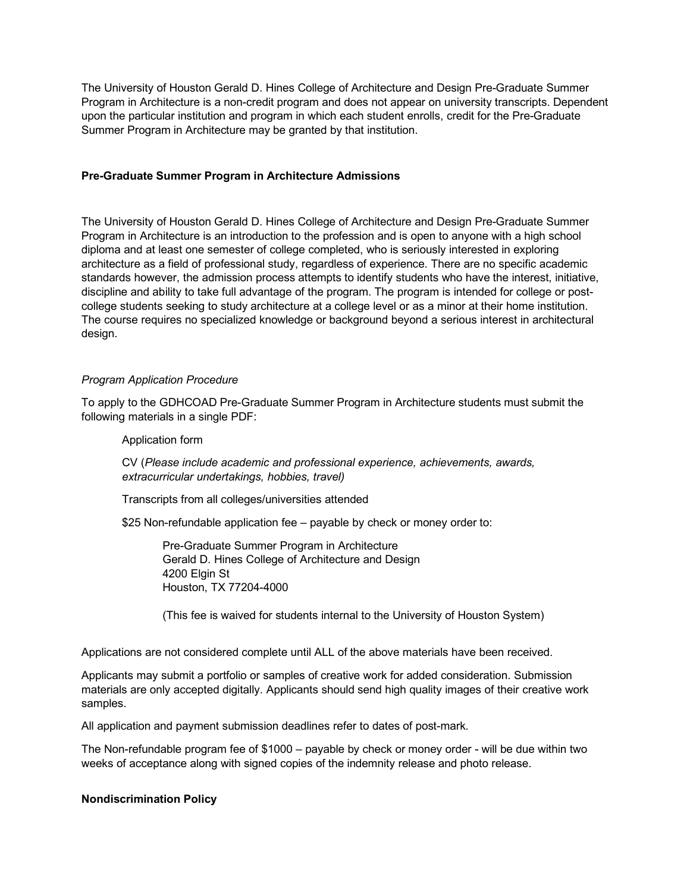The University of Houston Gerald D. Hines College of Architecture and Design Pre-Graduate Summer Program in Architecture is a non-credit program and does not appear on university transcripts. Dependent upon the particular institution and program in which each student enrolls, credit for the Pre-Graduate Summer Program in Architecture may be granted by that institution.

**Pre-Graduate Summer Program in Architecture Admissions**

The University of Houston Gerald D. Hines College of Architecture and Design Pre-Graduate Summer Program in Architecture is an introduction to the profession and is open to anyone with a high school diploma and at least one semester of college completed, who is seriously interested in exploring architecture as a field of professional study, regardless of experience. There are no specific academic standards however, the admission process attempts to identify students who have the interest, initiative, discipline and ability to take full advantage of the program. The program is intended for college or post-college students seeking to study architecture at a college level or as a minor at their home institution. The course requires no specialized knowledge or background beyond a serious interest in architectural design.

*Program Application Procedure*

To apply to the GDHCOAD Pre-Graduate Summer Program in Architecture students must submit the following materials in a single PDF:

> Application form
>
> CV (*Please include academic and professional experience, achievements, awards, extracurricular undertakings, hobbies, travel)*
>
> Transcripts from all colleges/universities attended
>
> $25 Non-refundable application fee – payable by check or money order to:
>
> > Pre-Graduate Summer Program in Architecture
> > Gerald D. Hines College of Architecture and Design
> > 4200 Elgin St
> > Houston, TX 77204-4000
> >
> > (This fee is waived for students internal to the University of Houston System)

Applications are not considered complete until ALL of the above materials have been received.

Applicants may submit a portfolio or samples of creative work for added consideration. Submission materials are only accepted digitally. Applicants should send high quality images of their creative work samples.

All application and payment submission deadlines refer to dates of post-mark.

The Non-refundable program fee of $1000 – payable by check or money order - will be due within two weeks of acceptance along with signed copies of the indemnity release and photo release.

**Nondiscrimination Policy**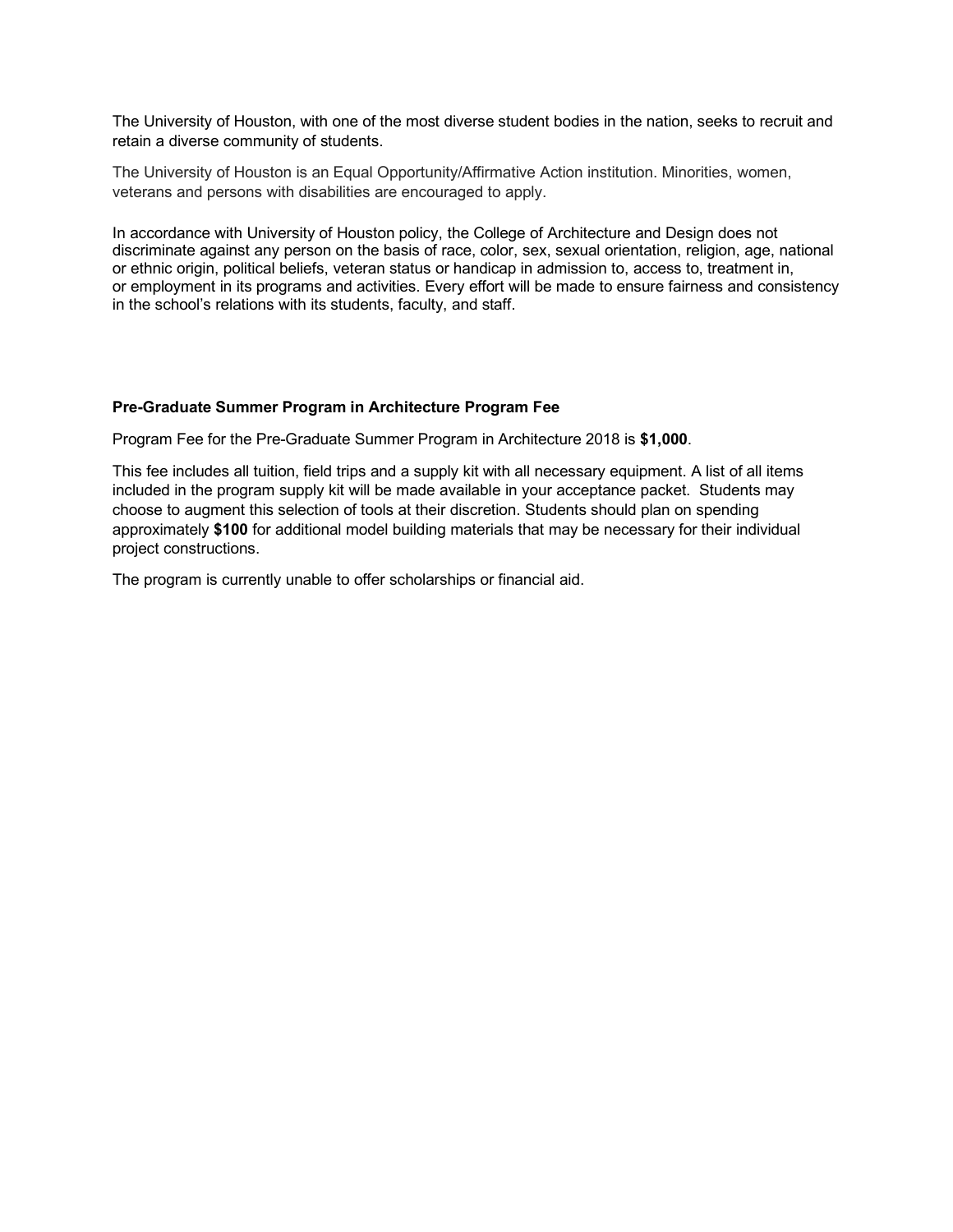The University of Houston, with one of the most diverse student bodies in the nation, seeks to recruit and retain a diverse community of students.

The University of Houston is an Equal Opportunity/Affirmative Action institution. Minorities, women, veterans and persons with disabilities are encouraged to apply.

In accordance with University of Houston policy, the College of Architecture and Design does not discriminate against any person on the basis of race, color, sex, sexual orientation, religion, age, national or ethnic origin, political beliefs, veteran status or handicap in admission to, access to, treatment in, or employment in its programs and activities. Every effort will be made to ensure fairness and consistency in the school's relations with its students, faculty, and staff.

**Pre-Graduate Summer Program in Architecture Program Fee**

Program Fee for the Pre-Graduate Summer Program in Architecture 2018 is **$1,000**.

This fee includes all tuition, field trips and a supply kit with all necessary equipment. A list of all items included in the program supply kit will be made available in your acceptance packet. Students may choose to augment this selection of tools at their discretion. Students should plan on spending approximately **$100** for additional model building materials that may be necessary for their individual project constructions.

The program is currently unable to offer scholarships or financial aid.